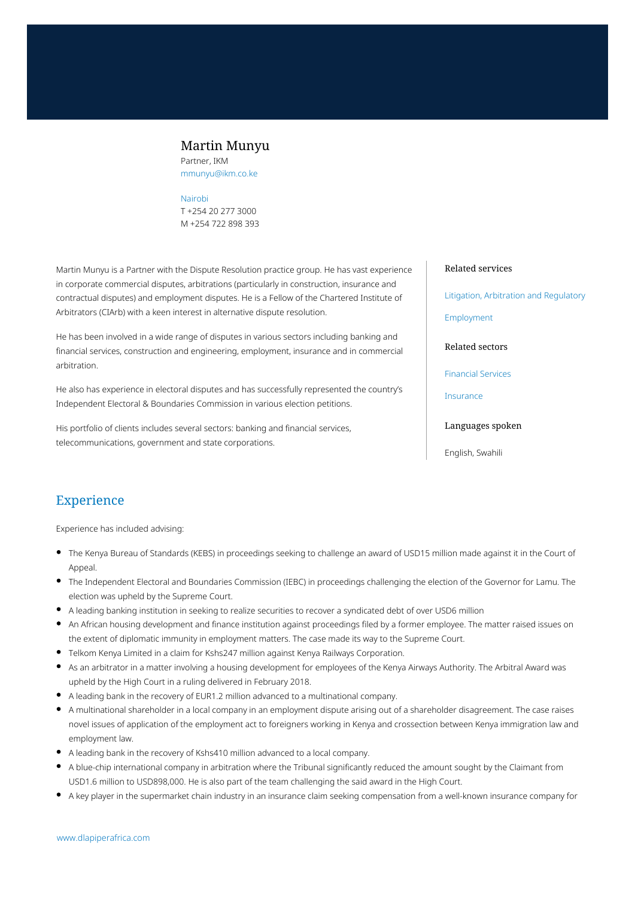# Martin Munyu

Partner, IKM
mmunyu@ikm.co.ke

Nairobi
T +254 20 277 3000
M +254 722 898 393

Martin Munyu is a Partner with the Dispute Resolution practice group. He has vast experience in corporate commercial disputes, arbitrations (particularly in construction, insurance and contractual disputes) and employment disputes. He is a Fellow of the Chartered Institute of Arbitrators (CIArb) with a keen interest in alternative dispute resolution.

He has been involved in a wide range of disputes in various sectors including banking and financial services, construction and engineering, employment, insurance and in commercial arbitration.

He also has experience in electoral disputes and has successfully represented the country's Independent Electoral & Boundaries Commission in various election petitions.

His portfolio of clients includes several sectors: banking and financial services, telecommunications, government and state corporations.

### Related services

Litigation, Arbitration and Regulatory

Employment

### Related sectors

Financial Services

Insurance

### Languages spoken

English, Swahili

## Experience

Experience has included advising:

- The Kenya Bureau of Standards (KEBS) in proceedings seeking to challenge an award of USD15 million made against it in the Court of Appeal.
- The Independent Electoral and Boundaries Commission (IEBC) in proceedings challenging the election of the Governor for Lamu. The election was upheld by the Supreme Court.
- A leading banking institution in seeking to realize securities to recover a syndicated debt of over USD6 million
- An African housing development and finance institution against proceedings filed by a former employee. The matter raised issues on the extent of diplomatic immunity in employment matters. The case made its way to the Supreme Court.
- Telkom Kenya Limited in a claim for Kshs247 million against Kenya Railways Corporation.
- As an arbitrator in a matter involving a housing development for employees of the Kenya Airways Authority. The Arbitral Award was upheld by the High Court in a ruling delivered in February 2018.
- A leading bank in the recovery of EUR1.2 million advanced to a multinational company.
- A multinational shareholder in a local company in an employment dispute arising out of a shareholder disagreement. The case raises novel issues of application of the employment act to foreigners working in Kenya and crossection between Kenya immigration law and employment law.
- A leading bank in the recovery of Kshs410 million advanced to a local company.
- A blue-chip international company in arbitration where the Tribunal significantly reduced the amount sought by the Claimant from USD1.6 million to USD898,000. He is also part of the team challenging the said award in the High Court.
- A key player in the supermarket chain industry in an insurance claim seeking compensation from a well-known insurance company for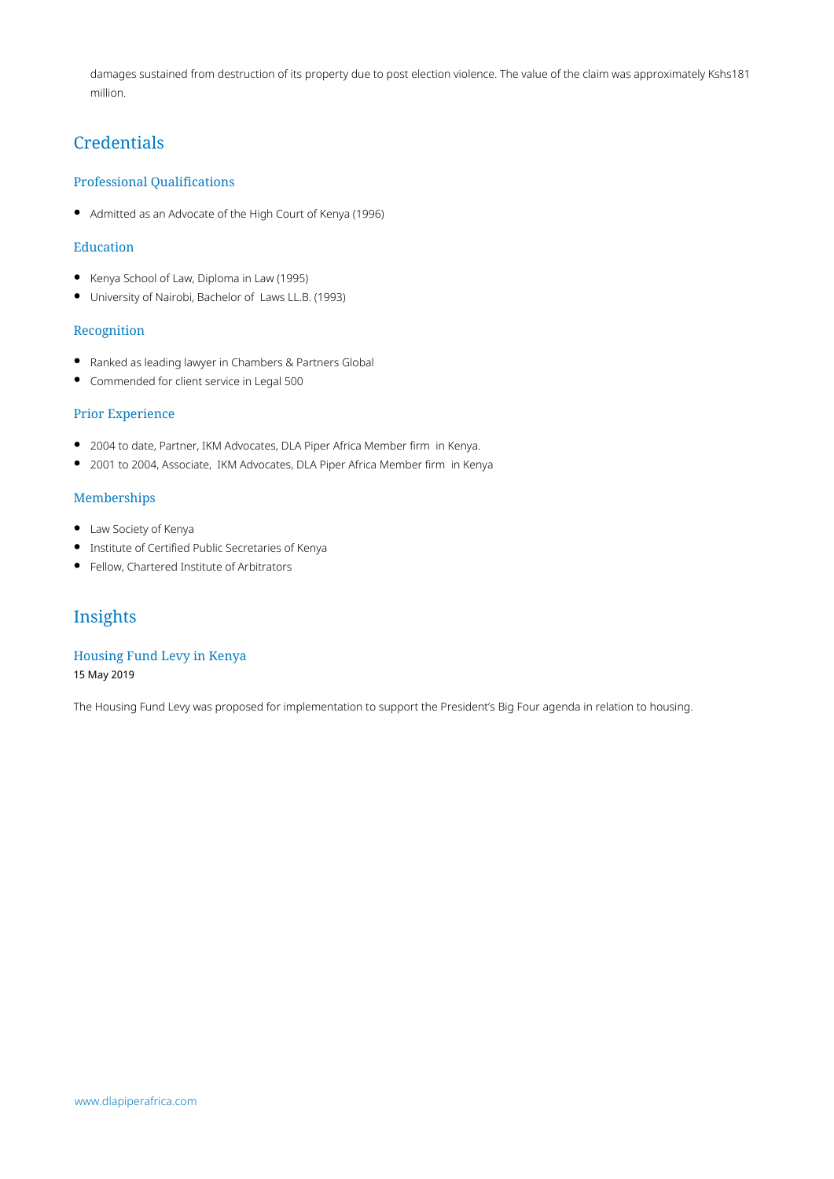damages sustained from destruction of its property due to post election violence. The value of the claim was approximately Kshs181 million.

## Credentials

### Professional Qualifications

- Admitted as an Advocate of the High Court of Kenya (1996)

### Education

- Kenya School of Law, Diploma in Law (1995)
- University of Nairobi, Bachelor of Laws LL.B. (1993)

### Recognition

- Ranked as leading lawyer in Chambers & Partners Global
- Commended for client service in Legal 500

### Prior Experience

- 2004 to date, Partner, IKM Advocates, DLA Piper Africa Member firm in Kenya.
- 2001 to 2004, Associate, IKM Advocates, DLA Piper Africa Member firm in Kenya

### Memberships

- Law Society of Kenya
- Institute of Certified Public Secretaries of Kenya
- Fellow, Chartered Institute of Arbitrators

## Insights

### Housing Fund Levy in Kenya

15 May 2019

The Housing Fund Levy was proposed for implementation to support the President's Big Four agenda in relation to housing.

www.dlapiperafrica.com